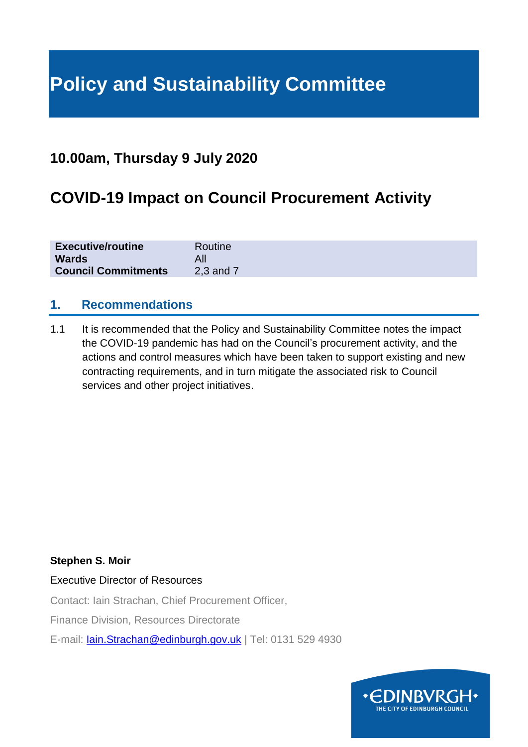# Policy and Sustainability Committee

## 10.00am, Thursday 9 July 2020

## COVID-19 Impact on Council Procurement Activity

| | |
|---|---|
| **Executive/routine** | Routine |
| **Wards** | All |
| **Council Commitments** | 2,3 and 7 |

### 1. Recommendations

1.1 It is recommended that the Policy and Sustainability Committee notes the impact the COVID-19 pandemic has had on the Council's procurement activity, and the actions and control measures which have been taken to support existing and new contracting requirements, and in turn mitigate the associated risk to Council services and other project initiatives.

**Stephen S. Moir**

Executive Director of Resources

Contact: Iain Strachan, Chief Procurement Officer,

Finance Division, Resources Directorate

E-mail: Iain.Strachan@edinburgh.gov.uk | Tel: 0131 529 4930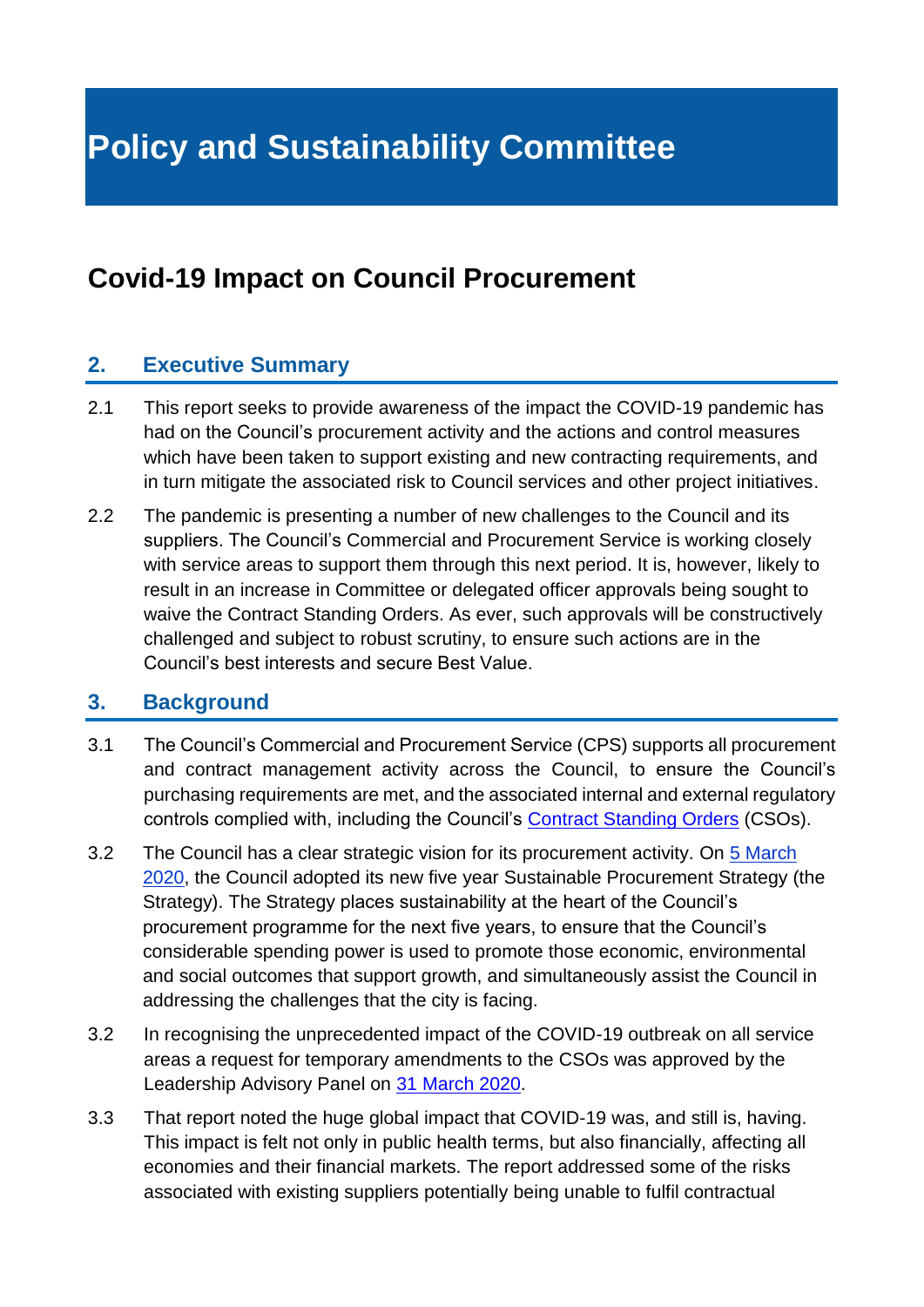# Policy and Sustainability Committee

## Covid-19 Impact on Council Procurement

### 2. Executive Summary

2.1 This report seeks to provide awareness of the impact the COVID-19 pandemic has had on the Council's procurement activity and the actions and control measures which have been taken to support existing and new contracting requirements, and in turn mitigate the associated risk to Council services and other project initiatives.

2.2 The pandemic is presenting a number of new challenges to the Council and its suppliers. The Council's Commercial and Procurement Service is working closely with service areas to support them through this next period. It is, however, likely to result in an increase in Committee or delegated officer approvals being sought to waive the Contract Standing Orders. As ever, such approvals will be constructively challenged and subject to robust scrutiny, to ensure such actions are in the Council's best interests and secure Best Value.

### 3. Background

3.1 The Council's Commercial and Procurement Service (CPS) supports all procurement and contract management activity across the Council, to ensure the Council's purchasing requirements are met, and the associated internal and external regulatory controls complied with, including the Council's Contract Standing Orders (CSOs).

3.2 The Council has a clear strategic vision for its procurement activity. On 5 March 2020, the Council adopted its new five year Sustainable Procurement Strategy (the Strategy). The Strategy places sustainability at the heart of the Council's procurement programme for the next five years, to ensure that the Council's considerable spending power is used to promote those economic, environmental and social outcomes that support growth, and simultaneously assist the Council in addressing the challenges that the city is facing.

3.2 In recognising the unprecedented impact of the COVID-19 outbreak on all service areas a request for temporary amendments to the CSOs was approved by the Leadership Advisory Panel on 31 March 2020.

3.3 That report noted the huge global impact that COVID-19 was, and still is, having. This impact is felt not only in public health terms, but also financially, affecting all economies and their financial markets. The report addressed some of the risks associated with existing suppliers potentially being unable to fulfil contractual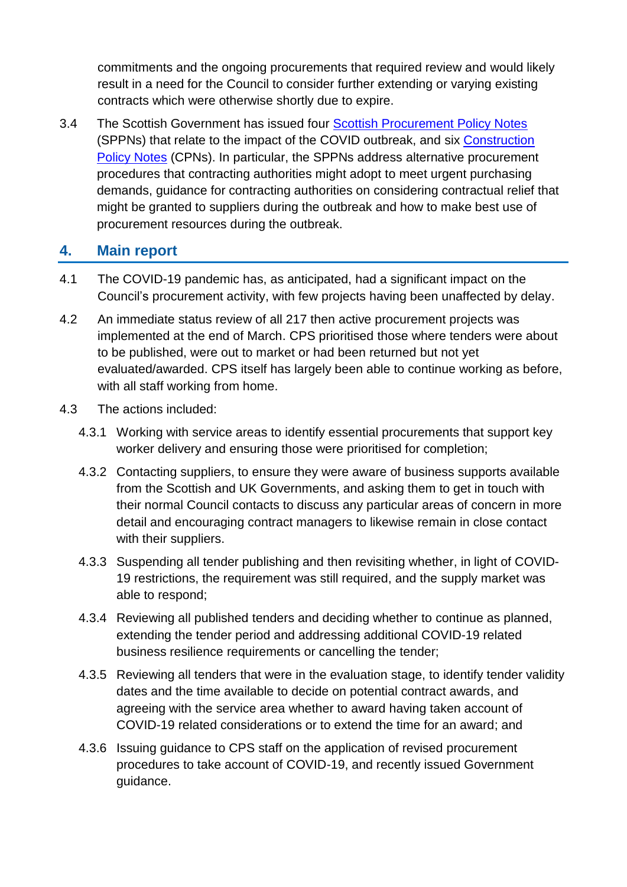commitments and the ongoing procurements that required review and would likely result in a need for the Council to consider further extending or varying existing contracts which were otherwise shortly due to expire.

3.4 The Scottish Government has issued four [Scottish Procurement Policy Notes] (SPPNs) that relate to the impact of the COVID outbreak, and six [Construction Policy Notes] (CPNs). In particular, the SPPNs address alternative procurement procedures that contracting authorities might adopt to meet urgent purchasing demands, guidance for contracting authorities on considering contractual relief that might be granted to suppliers during the outbreak and how to make best use of procurement resources during the outbreak.

## 4. Main report

4.1 The COVID-19 pandemic has, as anticipated, had a significant impact on the Council's procurement activity, with few projects having been unaffected by delay.

4.2 An immediate status review of all 217 then active procurement projects was implemented at the end of March. CPS prioritised those where tenders were about to be published, were out to market or had been returned but not yet evaluated/awarded. CPS itself has largely been able to continue working as before, with all staff working from home.

4.3 The actions included:

4.3.1 Working with service areas to identify essential procurements that support key worker delivery and ensuring those were prioritised for completion;

4.3.2 Contacting suppliers, to ensure they were aware of business supports available from the Scottish and UK Governments, and asking them to get in touch with their normal Council contacts to discuss any particular areas of concern in more detail and encouraging contract managers to likewise remain in close contact with their suppliers.

4.3.3 Suspending all tender publishing and then revisiting whether, in light of COVID-19 restrictions, the requirement was still required, and the supply market was able to respond;

4.3.4 Reviewing all published tenders and deciding whether to continue as planned, extending the tender period and addressing additional COVID-19 related business resilience requirements or cancelling the tender;

4.3.5 Reviewing all tenders that were in the evaluation stage, to identify tender validity dates and the time available to decide on potential contract awards, and agreeing with the service area whether to award having taken account of COVID-19 related considerations or to extend the time for an award; and

4.3.6 Issuing guidance to CPS staff on the application of revised procurement procedures to take account of COVID-19, and recently issued Government guidance.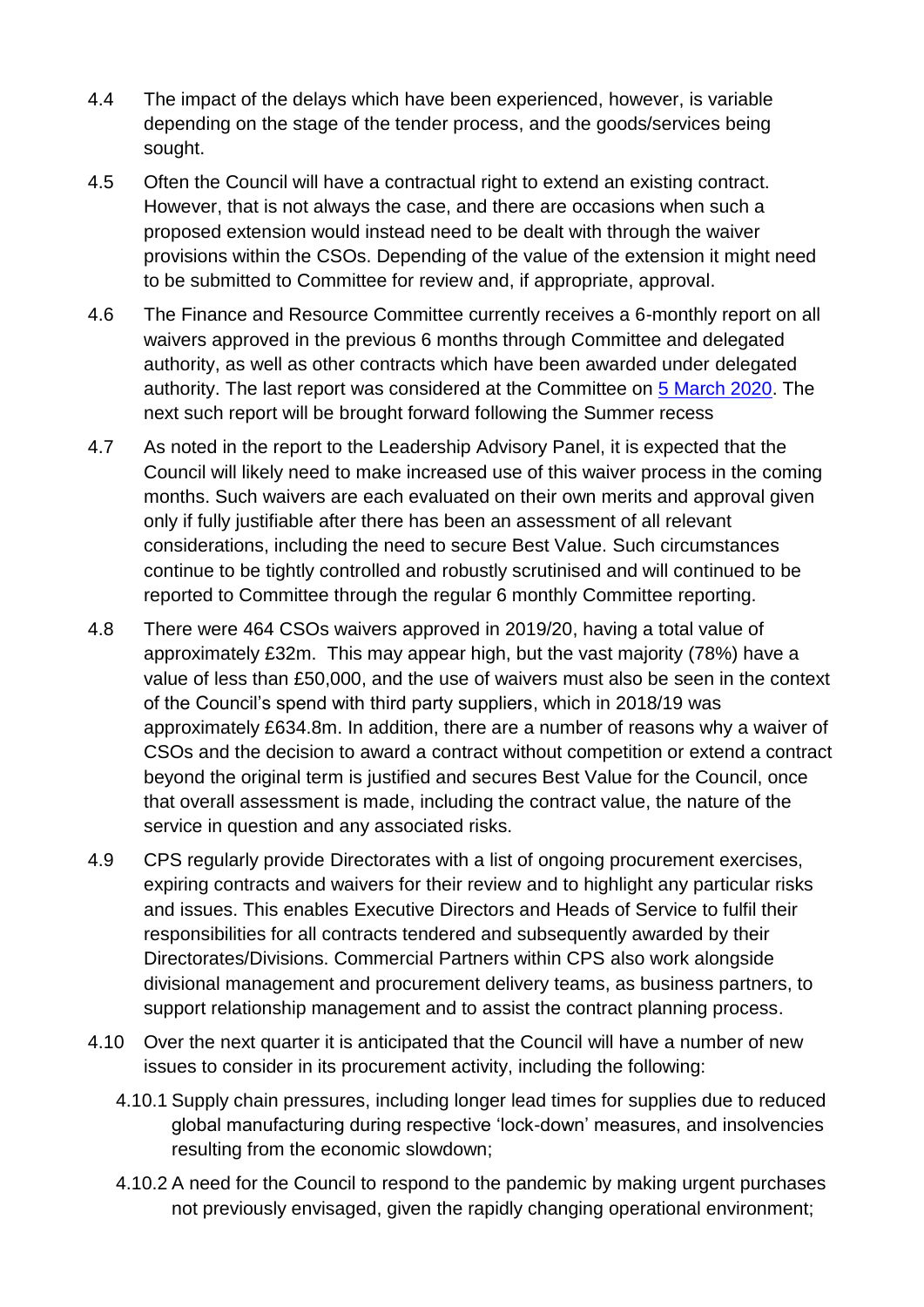4.4 The impact of the delays which have been experienced, however, is variable depending on the stage of the tender process, and the goods/services being sought.

4.5 Often the Council will have a contractual right to extend an existing contract. However, that is not always the case, and there are occasions when such a proposed extension would instead need to be dealt with through the waiver provisions within the CSOs. Depending of the value of the extension it might need to be submitted to Committee for review and, if appropriate, approval.

4.6 The Finance and Resource Committee currently receives a 6-monthly report on all waivers approved in the previous 6 months through Committee and delegated authority, as well as other contracts which have been awarded under delegated authority. The last report was considered at the Committee on [5 March 2020](). The next such report will be brought forward following the Summer recess

4.7 As noted in the report to the Leadership Advisory Panel, it is expected that the Council will likely need to make increased use of this waiver process in the coming months. Such waivers are each evaluated on their own merits and approval given only if fully justifiable after there has been an assessment of all relevant considerations, including the need to secure Best Value. Such circumstances continue to be tightly controlled and robustly scrutinised and will continued to be reported to Committee through the regular 6 monthly Committee reporting.

4.8 There were 464 CSOs waivers approved in 2019/20, having a total value of approximately £32m. This may appear high, but the vast majority (78%) have a value of less than £50,000, and the use of waivers must also be seen in the context of the Council's spend with third party suppliers, which in 2018/19 was approximately £634.8m. In addition, there are a number of reasons why a waiver of CSOs and the decision to award a contract without competition or extend a contract beyond the original term is justified and secures Best Value for the Council, once that overall assessment is made, including the contract value, the nature of the service in question and any associated risks.

4.9 CPS regularly provide Directorates with a list of ongoing procurement exercises, expiring contracts and waivers for their review and to highlight any particular risks and issues. This enables Executive Directors and Heads of Service to fulfil their responsibilities for all contracts tendered and subsequently awarded by their Directorates/Divisions. Commercial Partners within CPS also work alongside divisional management and procurement delivery teams, as business partners, to support relationship management and to assist the contract planning process.

4.10 Over the next quarter it is anticipated that the Council will have a number of new issues to consider in its procurement activity, including the following:

4.10.1 Supply chain pressures, including longer lead times for supplies due to reduced global manufacturing during respective 'lock-down' measures, and insolvencies resulting from the economic slowdown;

4.10.2 A need for the Council to respond to the pandemic by making urgent purchases not previously envisaged, given the rapidly changing operational environment;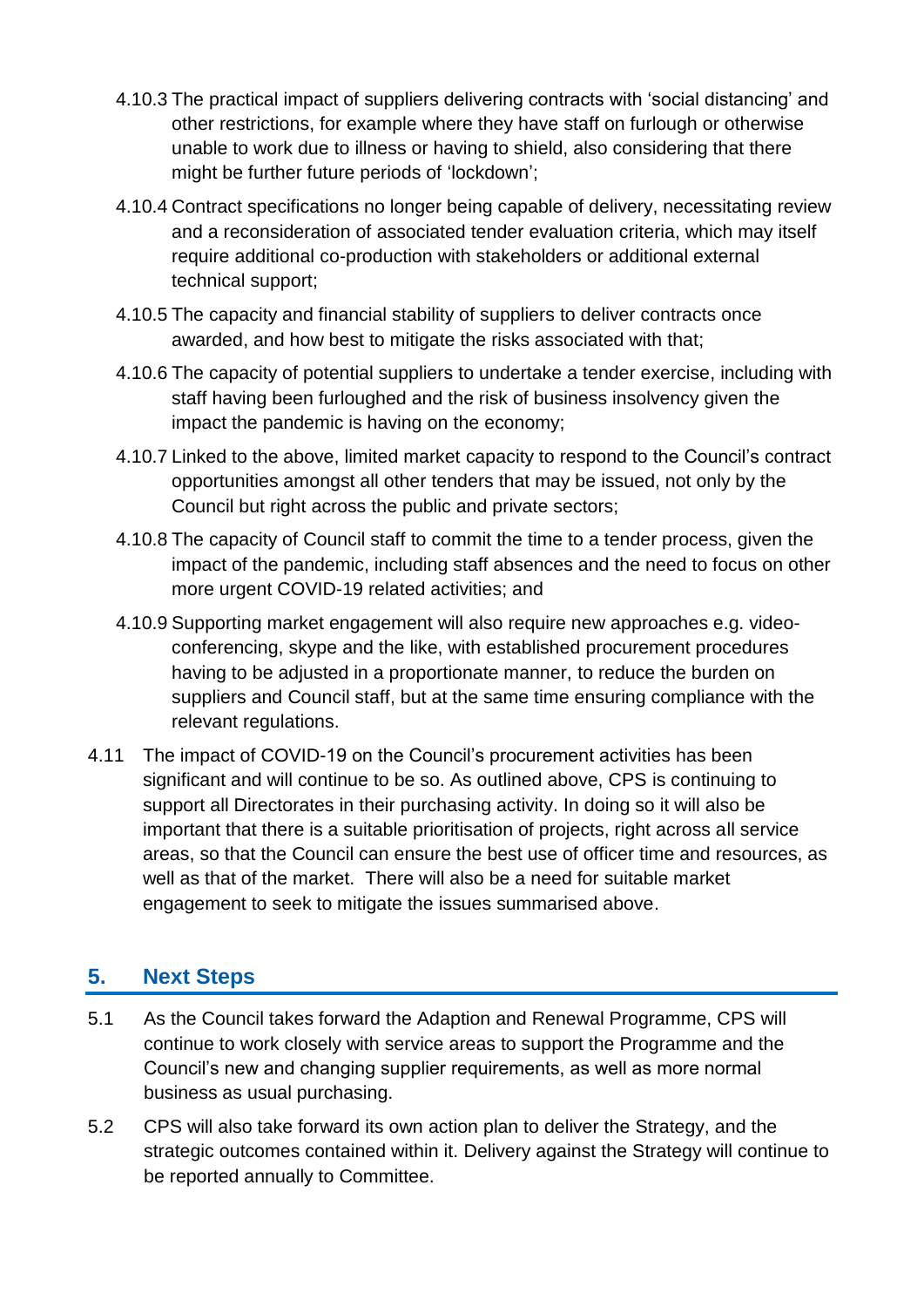4.10.3 The practical impact of suppliers delivering contracts with 'social distancing' and other restrictions, for example where they have staff on furlough or otherwise unable to work due to illness or having to shield, also considering that there might be further future periods of 'lockdown';

4.10.4 Contract specifications no longer being capable of delivery, necessitating review and a reconsideration of associated tender evaluation criteria, which may itself require additional co-production with stakeholders or additional external technical support;

4.10.5 The capacity and financial stability of suppliers to deliver contracts once awarded, and how best to mitigate the risks associated with that;

4.10.6 The capacity of potential suppliers to undertake a tender exercise, including with staff having been furloughed and the risk of business insolvency given the impact the pandemic is having on the economy;

4.10.7 Linked to the above, limited market capacity to respond to the Council's contract opportunities amongst all other tenders that may be issued, not only by the Council but right across the public and private sectors;

4.10.8 The capacity of Council staff to commit the time to a tender process, given the impact of the pandemic, including staff absences and the need to focus on other more urgent COVID-19 related activities; and

4.10.9 Supporting market engagement will also require new approaches e.g. video-conferencing, skype and the like, with established procurement procedures having to be adjusted in a proportionate manner, to reduce the burden on suppliers and Council staff, but at the same time ensuring compliance with the relevant regulations.

4.11 The impact of COVID-19 on the Council's procurement activities has been significant and will continue to be so. As outlined above, CPS is continuing to support all Directorates in their purchasing activity. In doing so it will also be important that there is a suitable prioritisation of projects, right across all service areas, so that the Council can ensure the best use of officer time and resources, as well as that of the market. There will also be a need for suitable market engagement to seek to mitigate the issues summarised above.

## 5. Next Steps

5.1 As the Council takes forward the Adaption and Renewal Programme, CPS will continue to work closely with service areas to support the Programme and the Council's new and changing supplier requirements, as well as more normal business as usual purchasing.

5.2 CPS will also take forward its own action plan to deliver the Strategy, and the strategic outcomes contained within it. Delivery against the Strategy will continue to be reported annually to Committee.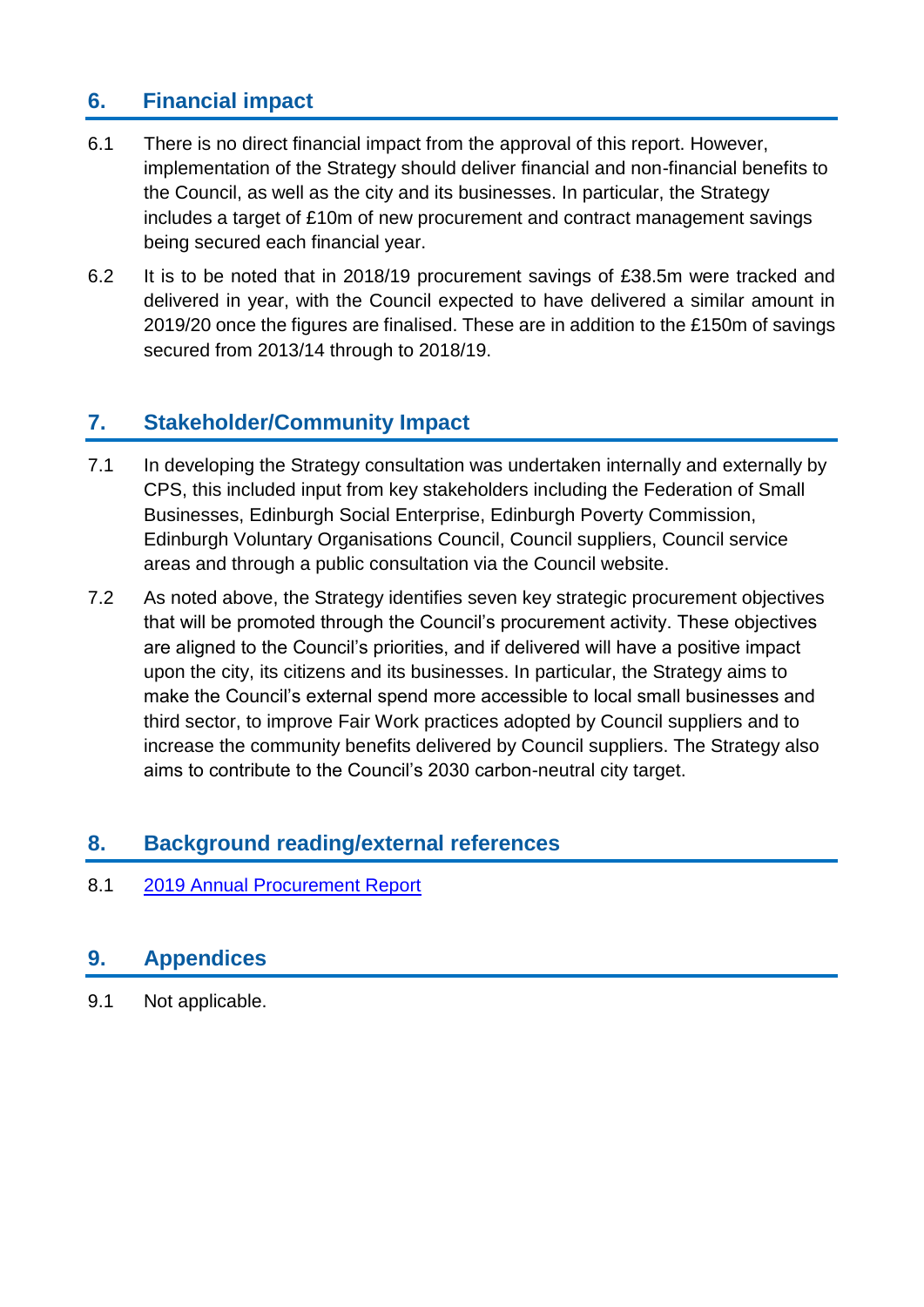## 6. Financial impact

6.1 There is no direct financial impact from the approval of this report. However, implementation of the Strategy should deliver financial and non-financial benefits to the Council, as well as the city and its businesses. In particular, the Strategy includes a target of £10m of new procurement and contract management savings being secured each financial year.

6.2 It is to be noted that in 2018/19 procurement savings of £38.5m were tracked and delivered in year, with the Council expected to have delivered a similar amount in 2019/20 once the figures are finalised. These are in addition to the £150m of savings secured from 2013/14 through to 2018/19.

## 7. Stakeholder/Community Impact

7.1 In developing the Strategy consultation was undertaken internally and externally by CPS, this included input from key stakeholders including the Federation of Small Businesses, Edinburgh Social Enterprise, Edinburgh Poverty Commission, Edinburgh Voluntary Organisations Council, Council suppliers, Council service areas and through a public consultation via the Council website.

7.2 As noted above, the Strategy identifies seven key strategic procurement objectives that will be promoted through the Council's procurement activity. These objectives are aligned to the Council's priorities, and if delivered will have a positive impact upon the city, its citizens and its businesses. In particular, the Strategy aims to make the Council's external spend more accessible to local small businesses and third sector, to improve Fair Work practices adopted by Council suppliers and to increase the community benefits delivered by Council suppliers. The Strategy also aims to contribute to the Council's 2030 carbon-neutral city target.

## 8. Background reading/external references

8.1 2019 Annual Procurement Report

## 9. Appendices

9.1 Not applicable.